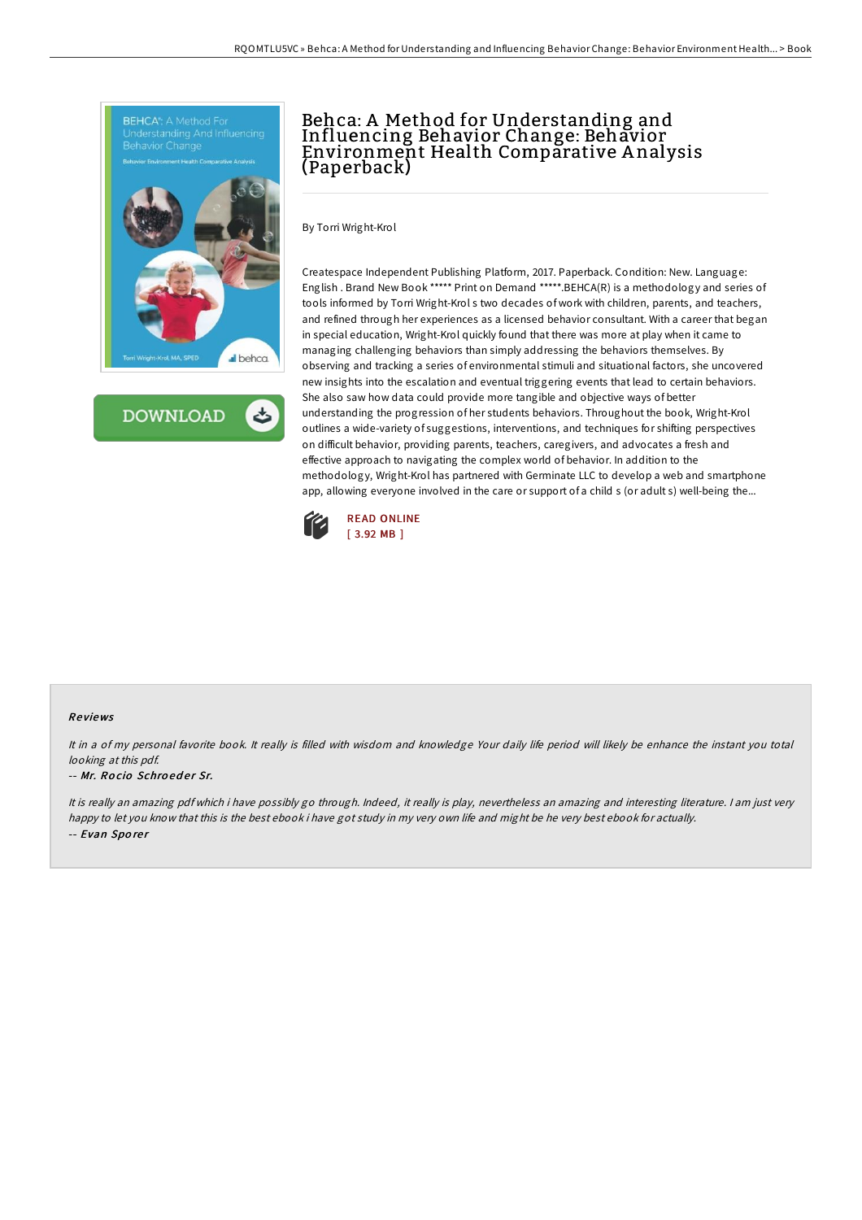# Behca: A Method for Understanding and Influencing Behavior Change: Behavior Environment Health Comparative Analysis (Paperback)

By Torri Wright-Krol

Createspace Independent Publishing Platform, 2017. Paperback. Condition: New. Language: English . Brand New Book ***** Print on Demand *****.BEHCA(R) is a methodology and series of tools informed by Torri Wright-Krol s two decades of work with children, parents, and teachers, and refined through her experiences as a licensed behavior consultant. With a career that began in special education, Wright-Krol quickly found that there was more at play when it came to managing challenging behaviors than simply addressing the behaviors themselves. By observing and tracking a series of environmental stimuli and situational factors, she uncovered new insights into the escalation and eventual triggering events that lead to certain behaviors. She also saw how data could provide more tangible and objective ways of better understanding the progression of her students behaviors. Throughout the book, Wright-Krol outlines a wide-variety of suggestions, interventions, and techniques for shifting perspectives on difficult behavior, providing parents, teachers, caregivers, and advocates a fresh and effective approach to navigating the complex world of behavior. In addition to the methodology, Wright-Krol has partnered with Germinate LLC to develop a web and smartphone app, allowing everyone involved in the care or support of a child s (or adult s) well-being the...

READ ONLINE
[ 3.92 MB ]

### Reviews

*It in a of my personal favorite book. It really is filled with wisdom and knowledge Your daily life period will likely be enhance the instant you total looking at this pdf.*

*-- Mr. Rocio Schroeder Sr.*

*It is really an amazing pdf which i have possibly go through. Indeed, it really is play, nevertheless an amazing and interesting literature. I am just very happy to let you know that this is the best ebook i have got study in my very own life and might be he very best ebook for actually.*

*-- Evan Sporer*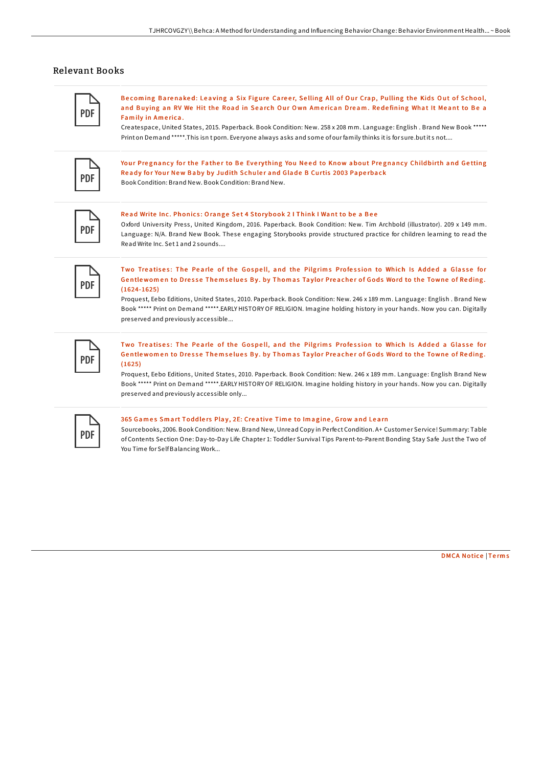## Relevant Books

**Becoming Barenaked: Leaving a Six Figure Career, Selling All of Our Crap, Pulling the Kids Out of School, and Buying an RV We Hit the Road in Search Our Own American Dream. Redefining What It Meant to Be a Family in America.**

Createspace, United States, 2015. Paperback. Book Condition: New. 258 x 208 mm. Language: English . Brand New Book ***** Print on Demand *****.This isn t porn. Everyone always asks and some of our family thinks it is for sure.but it s not....

**Your Pregnancy for the Father to Be Everything You Need to Know about Pregnancy Childbirth and Getting Ready for Your New Baby by Judith Schuler and Glade B Curtis 2003 Paperback**

Book Condition: Brand New. Book Condition: Brand New.

**Read Write Inc. Phonics: Orange Set 4 Storybook 2 I Think I Want to be a Bee**

Oxford University Press, United Kingdom, 2016. Paperback. Book Condition: New. Tim Archbold (illustrator). 209 x 149 mm. Language: N/A. Brand New Book. These engaging Storybooks provide structured practice for children learning to read the Read Write Inc. Set 1 and 2 sounds....

**Two Treatises: The Pearle of the Gospell, and the Pilgrims Profession to Which Is Added a Glasse for Gentlewomen to Dresse Themselues By. by Thomas Taylor Preacher of Gods Word to the Towne of Reding. (1624-1625)**

Proquest, Eebo Editions, United States, 2010. Paperback. Book Condition: New. 246 x 189 mm. Language: English . Brand New Book ***** Print on Demand *****.EARLY HISTORY OF RELIGION. Imagine holding history in your hands. Now you can. Digitally preserved and previously accessible...

**Two Treatises: The Pearle of the Gospell, and the Pilgrims Profession to Which Is Added a Glasse for Gentlewomen to Dresse Themselues By. by Thomas Taylor Preacher of Gods Word to the Towne of Reding. (1625)**

Proquest, Eebo Editions, United States, 2010. Paperback. Book Condition: New. 246 x 189 mm. Language: English Brand New Book ***** Print on Demand *****.EARLY HISTORY OF RELIGION. Imagine holding history in your hands. Now you can. Digitally preserved and previously accessible only...

**365 Games Smart Toddlers Play, 2E: Creative Time to Imagine, Grow and Learn**

Sourcebooks, 2006. Book Condition: New. Brand New, Unread Copy in Perfect Condition. A+ Customer Service! Summary: Table of Contents Section One: Day-to-Day Life Chapter 1: Toddler Survival Tips Parent-to-Parent Bonding Stay Safe Just the Two of You Time for Self Balancing Work...